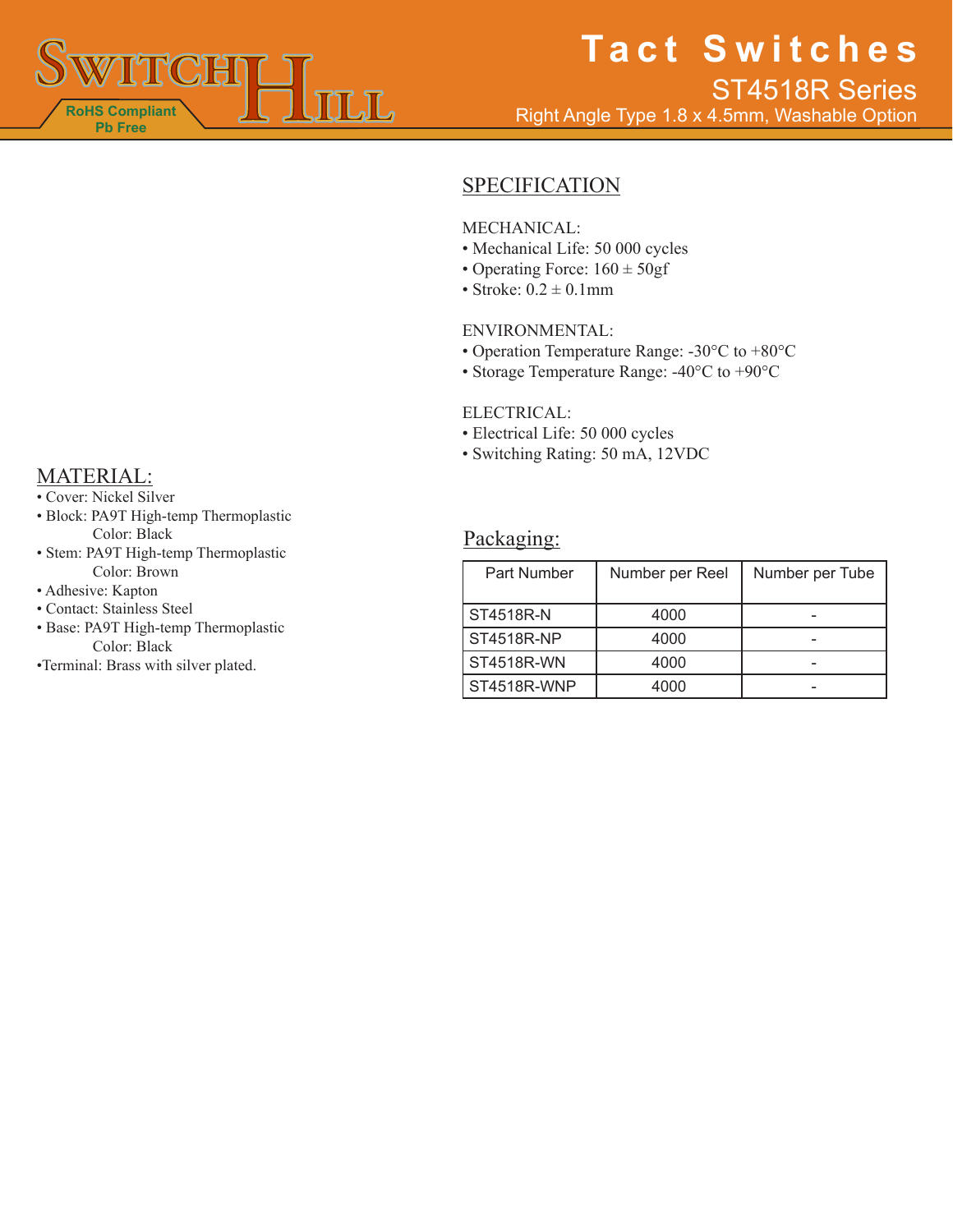SWITCH HILL

RoHS Compliant
Pb Free

# Tact Switches

## ST4518R Series

Right Angle Type 1.8 x 4.5mm, Washable Option

## SPECIFICATION

MECHANICAL:
- Mechanical Life: 50 000 cycles
- Operating Force: 160 ± 50gf
- Stroke: 0.2 ± 0.1mm

ENVIRONMENTAL:
- Operation Temperature Range: -30°C to +80°C
- Storage Temperature Range: -40°C to +90°C

ELECTRICAL:
- Electrical Life: 50 000 cycles
- Switching Rating: 50 mA, 12VDC

## MATERIAL:

- Cover: Nickel Silver
- Block: PA9T High-temp Thermoplastic
  Color: Black
- Stem: PA9T High-temp Thermoplastic
  Color: Brown
- Adhesive: Kapton
- Contact: Stainless Steel
- Base: PA9T High-temp Thermoplastic
  Color: Black
- Terminal: Brass with silver plated.

## Packaging:

| Part Number | Number per Reel | Number per Tube |
|---|---|---|
| ST4518R-N | 4000 | - |
| ST4518R-NP | 4000 | - |
| ST4518R-WN | 4000 | - |
| ST4518R-WNP | 4000 | - |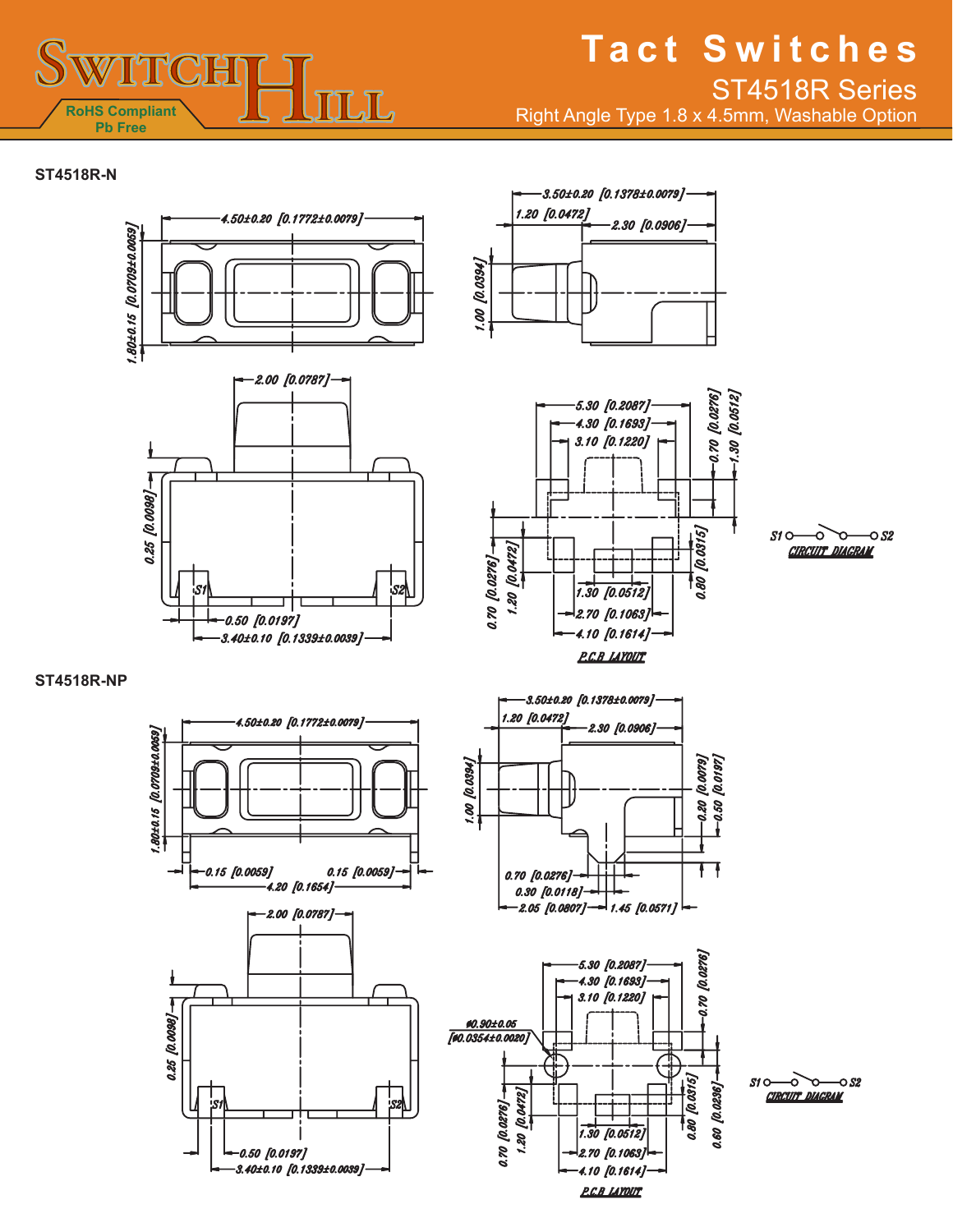## ST4518R-N

4.50±0.20 [0.1772±0.0079]

1.80±0.15 [0.0709±0.0059]

3.50±0.20 [0.1378±0.0079]

1.20 [0.0472]

2.30 [0.0906]

1.00 [0.0394]

2.00 [0.0787]

0.25 [0.0098]

S1

S2

0.50 [0.0197]

3.40±0.10 [0.1339±0.0039]

5.30 [0.2087]

4.30 [0.1693]

3.10 [0.1220]

0.70 [0.0276]

1.30 [0.0512]

0.70 [0.0276]

1.20 [0.0472]

0.80 [0.0315]

1.30 [0.0512]

2.70 [0.1063]

4.10 [0.1614]

P.C.B LAYOUT

S1 S2

CIRCUIT DIAGRAM

## ST4518R-NP

4.50±0.20 [0.1772±0.0079]

1.80±0.15 [0.0709±0.0059]

0.15 [0.0059]

0.15 [0.0059]

4.20 [0.1654]

3.50±0.20 [0.1378±0.0079]

1.20 [0.0472]

2.30 [0.0906]

1.00 [0.0394]

0.20 [0.0079]

0.50 [0.0197]

0.70 [0.0276]

0.30 [0.0118]

2.05 [0.0807]

1.45 [0.0571]

2.00 [0.0787]

0.25 [0.0098]

S1

S2

0.50 [0.0197]

3.40±0.10 [0.1339±0.0039]

5.30 [0.2087]

4.30 [0.1693]

3.10 [0.1220]

0.70 [0.0276]

ϕ0.90±0.05

[ϕ0.0354±0.0020]

0.70 [0.0276]

1.20 [0.0472]

0.80 [0.0315]

0.60 [0.0236]

1.30 [0.0512]

2.70 [0.1063]

4.10 [0.1614]

P.C.B LAYOUT

S1 S2

CIRCUIT DIAGRAM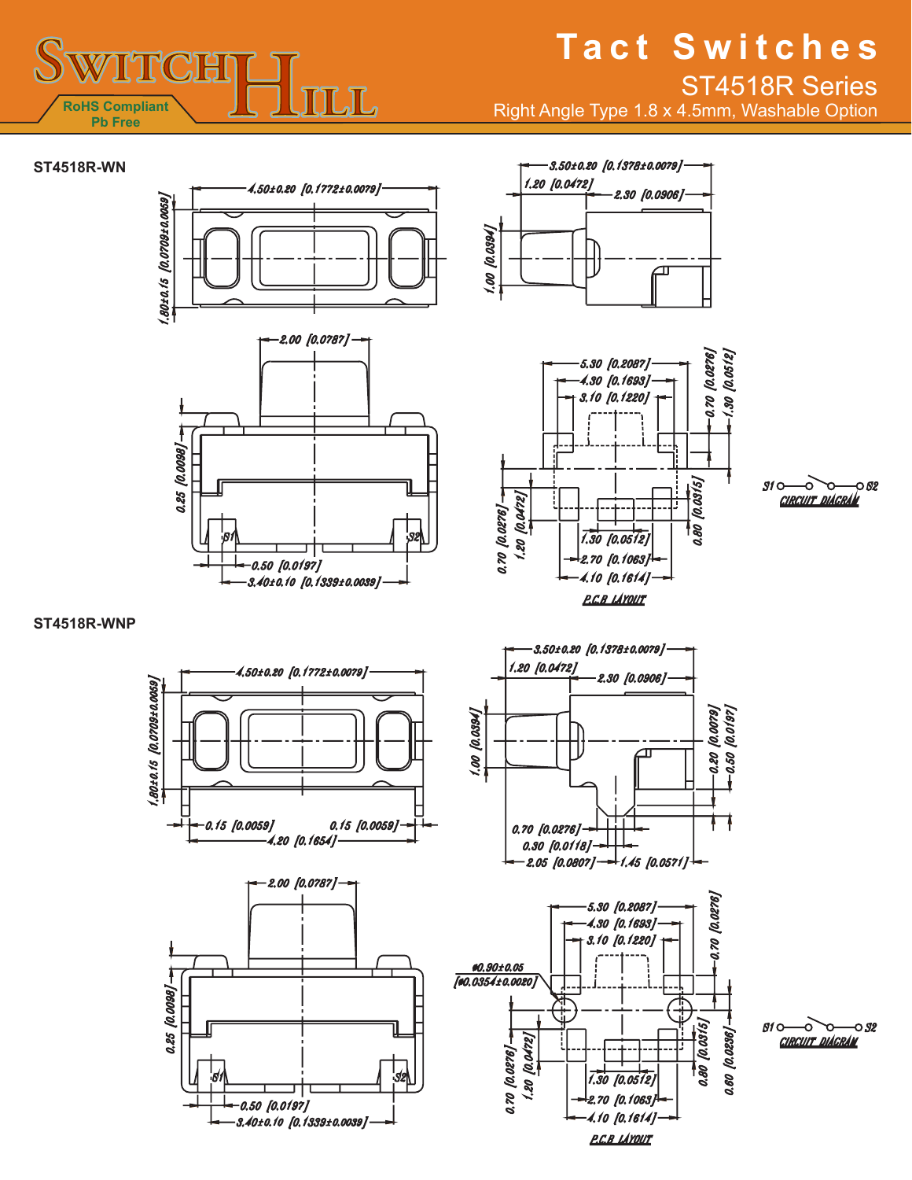# Tact Switches

## ST4518R Series

Right Angle Type 1.8 x 4.5mm, Washable Option

RoHS Compliant
Pb Free

### ST4518R-WN

4.50±0.20 [0.1772±0.0079]
1.80±0.15 [0.0709±0.0059]
3.50±0.20 [0.1378±0.0079]
1.20 [0.0472]
2.30 [0.0906]
1.00 [0.0394]
2.00 [0.0787]
0.25 [0.0098]
S1
S2
0.50 [0.0197]
3.40±0.10 [0.1339±0.0039]
5.30 [0.2087]
4.30 [0.1693]
3.10 [0.1220]
0.70 [0.0276]
1.30 [0.0512]
0.70 [0.0276]
1.20 [0.0472]
0.80 [0.0315]
1.30 [0.0512]
2.70 [0.1063]
4.10 [0.1614]
P.C.B LAYOUT

S1 S2
CIRCUIT DIAGRAM

### ST4518R-WNP

4.50±0.20 [0.1772±0.0079]
1.80±0.15 [0.0709±0.0059]
0.15 [0.0059]
0.15 [0.0059]
4.20 [0.1654]
3.50±0.20 [0.1378±0.0079]
1.20 [0.0472]
2.30 [0.0906]
1.00 [0.0394]
0.20 [0.0079]
0.50 [0.0197]
0.70 [0.0276]
0.30 [0.0118]
2.05 [0.0807]
1.45 [0.0571]
2.00 [0.0787]
0.25 [0.0098]
S1
S2
0.50 [0.0197]
3.40±0.10 [0.1339±0.0039]
5.30 [0.2087]
4.30 [0.1693]
3.10 [0.1220]
0.70 [0.0276]
Ø0.90±0.05
[Ø0.0354±0.0020]
0.70 [0.0276]
1.20 [0.0472]
0.80 [0.0315]
0.60 [0.0236]
1.30 [0.0512]
2.70 [0.1063]
4.10 [0.1614]
P.C.B LAYOUT

S1 S2
CIRCUIT DIAGRAM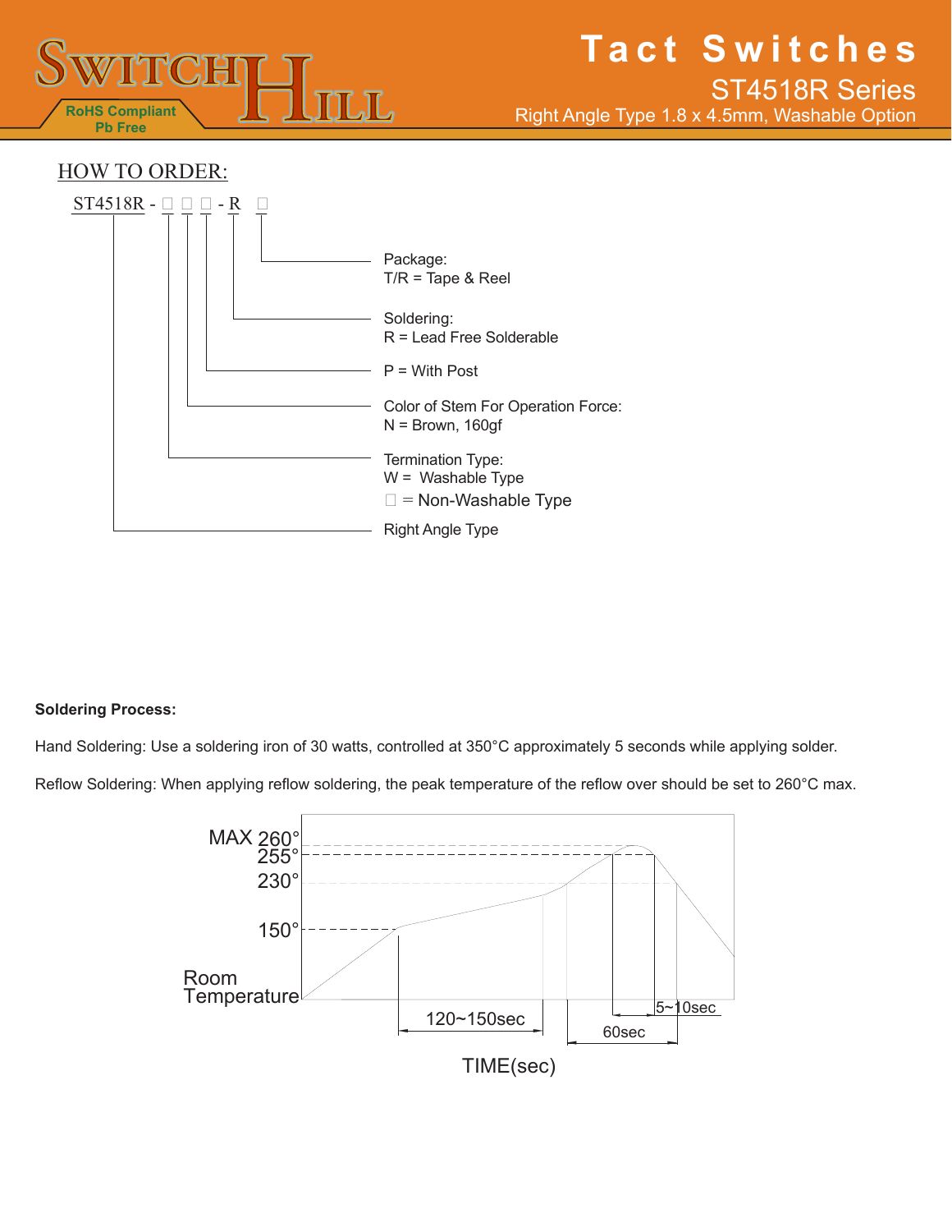# Tact Switches

## ST4518R Series

Right Angle Type 1.8 x 4.5mm, Washable Option

RoHS Compliant
Pb Free

## HOW TO ORDER:

ST4518R - □ □ □ - R □

- Package: T/R = Tape & Reel
- Soldering: R = Lead Free Solderable
- P = With Post
- Color of Stem For Operation Force: N = Brown, 160gf
- Termination Type: W = Washable Type; □ = Non-Washable Type
- Right Angle Type

**Soldering Process:**

Hand Soldering: Use a soldering iron of 30 watts, controlled at 350°C approximately 5 seconds while applying solder.

Reflow Soldering: When applying reflow soldering, the peak temperature of the reflow over should be set to 260°C max.

MAX 260°
255°
230°
150°
Room Temperature
120~150sec
60sec
5~10sec
TIME(sec)